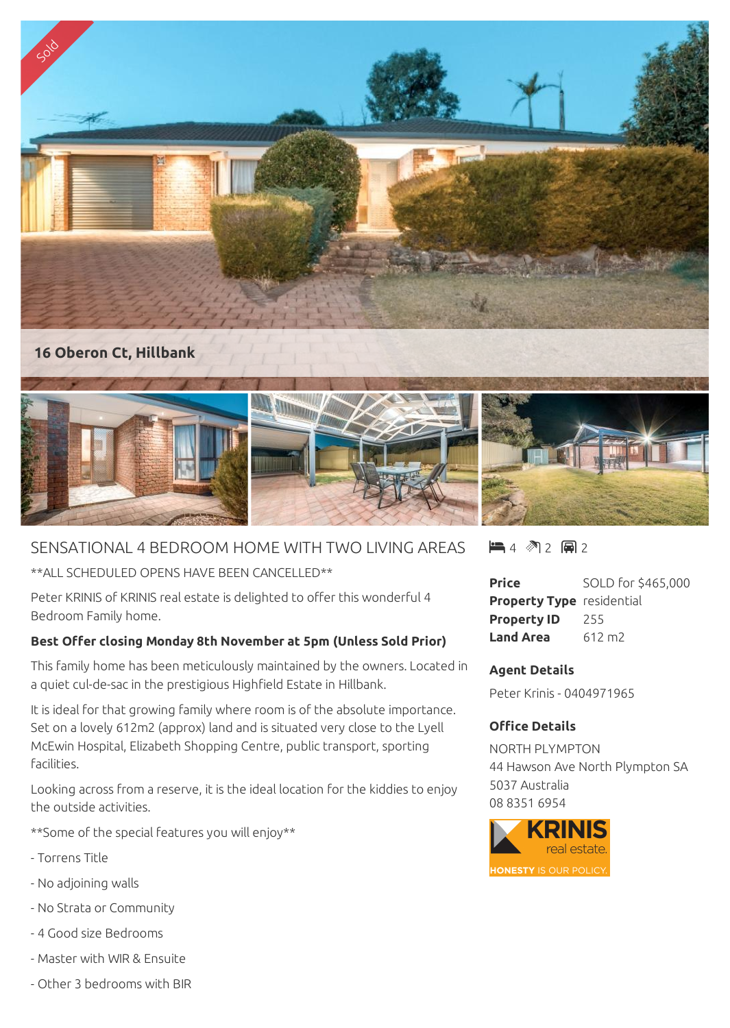Sold

**16 Oberon Ct, Hillbank**

# SENSATIONAL 4 BEDROOM HOME WITH TWO LIVING AREAS

**ALL SCHEDULED OPENS HAVE BEEN CANCELLED**

Peter KRINIS of KRINIS real estate is delighted to offer this wonderful 4 Bedroom Family home.

**Best Offer closing Monday 8th November at 5pm (Unless Sold Prior)**

This family home has been meticulously maintained by the owners. Located in a quiet cul-de-sac in the prestigious Highfield Estate in Hillbank.

It is ideal for that growing family where room is of the absolute importance. Set on a lovely 612m2 (approx) land and is situated very close to the Lyell McEwin Hospital, Elizabeth Shopping Centre, public transport, sporting facilities.

Looking across from a reserve, it is the ideal location for the kiddies to enjoy the outside activities.

**Some of the special features you will enjoy**

- Torrens Title
- No adjoining walls
- No Strata or Community
- 4 Good size Bedrooms
- Master with WIR & Ensuite
- Other 3 bedrooms with BIR

4 | 2 | 2

| | |
|---|---|
| **Price** | SOLD for $465,000 |
| **Property Type** | residential |
| **Property ID** | 255 |
| **Land Area** | 612 m2 |

### Agent Details

Peter Krinis - 0404971965

### Office Details

NORTH PLYMPTON
44 Hawson Ave North Plympton SA 5037 Australia
08 8351 6954

KRINIS real estate. HONESTY IS OUR POLICY.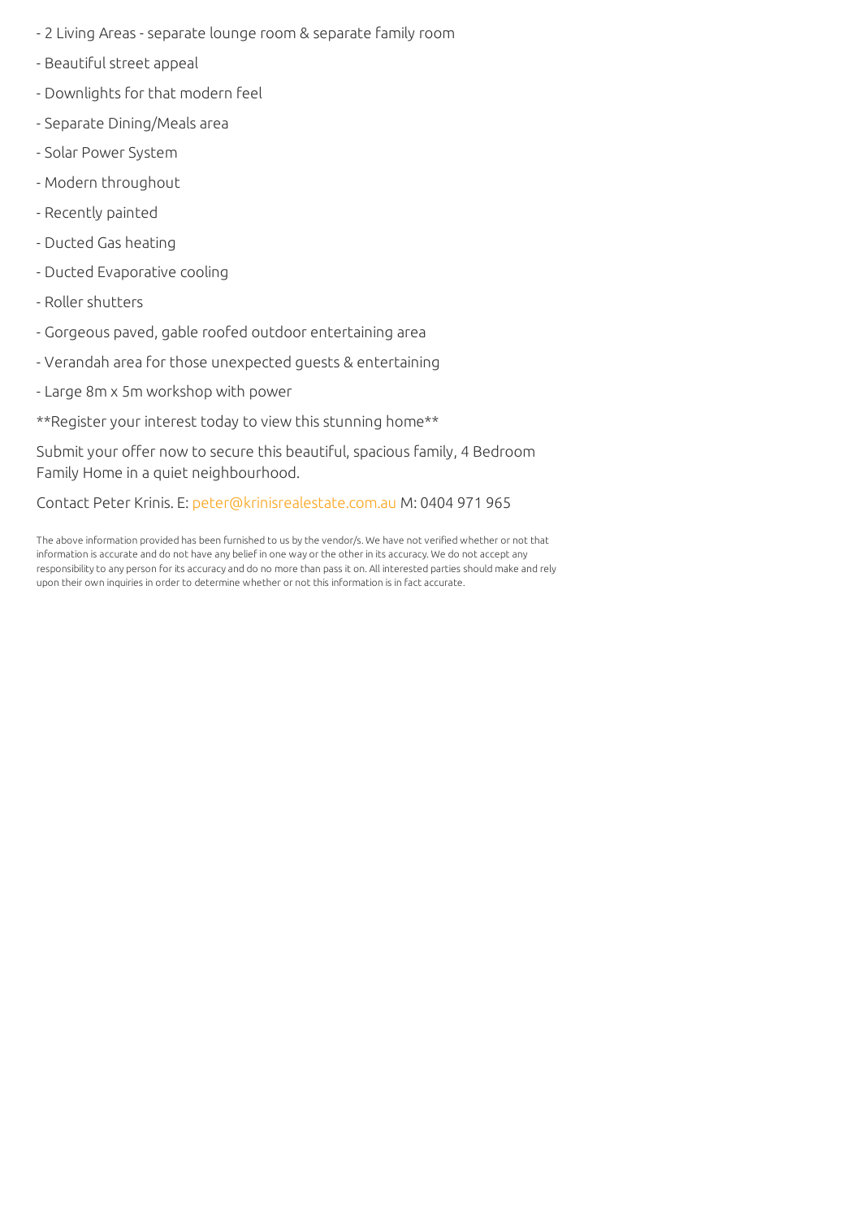- 2 Living Areas - separate lounge room & separate family room
- Beautiful street appeal
- Downlights for that modern feel
- Separate Dining/Meals area
- Solar Power System
- Modern throughout
- Recently painted
- Ducted Gas heating
- Ducted Evaporative cooling
- Roller shutters
- Gorgeous paved, gable roofed outdoor entertaining area
- Verandah area for those unexpected guests & entertaining
- Large 8m x 5m workshop with power

**Register your interest today to view this stunning home**

Submit your offer now to secure this beautiful, spacious family, 4 Bedroom Family Home in a quiet neighbourhood.

Contact Peter Krinis. E: peter@krinisrealestate.com.au M: 0404 971 965

The above information provided has been furnished to us by the vendor/s. We have not verified whether or not that information is accurate and do not have any belief in one way or the other in its accuracy. We do not accept any responsibility to any person for its accuracy and do no more than pass it on. All interested parties should make and rely upon their own inquiries in order to determine whether or not this information is in fact accurate.